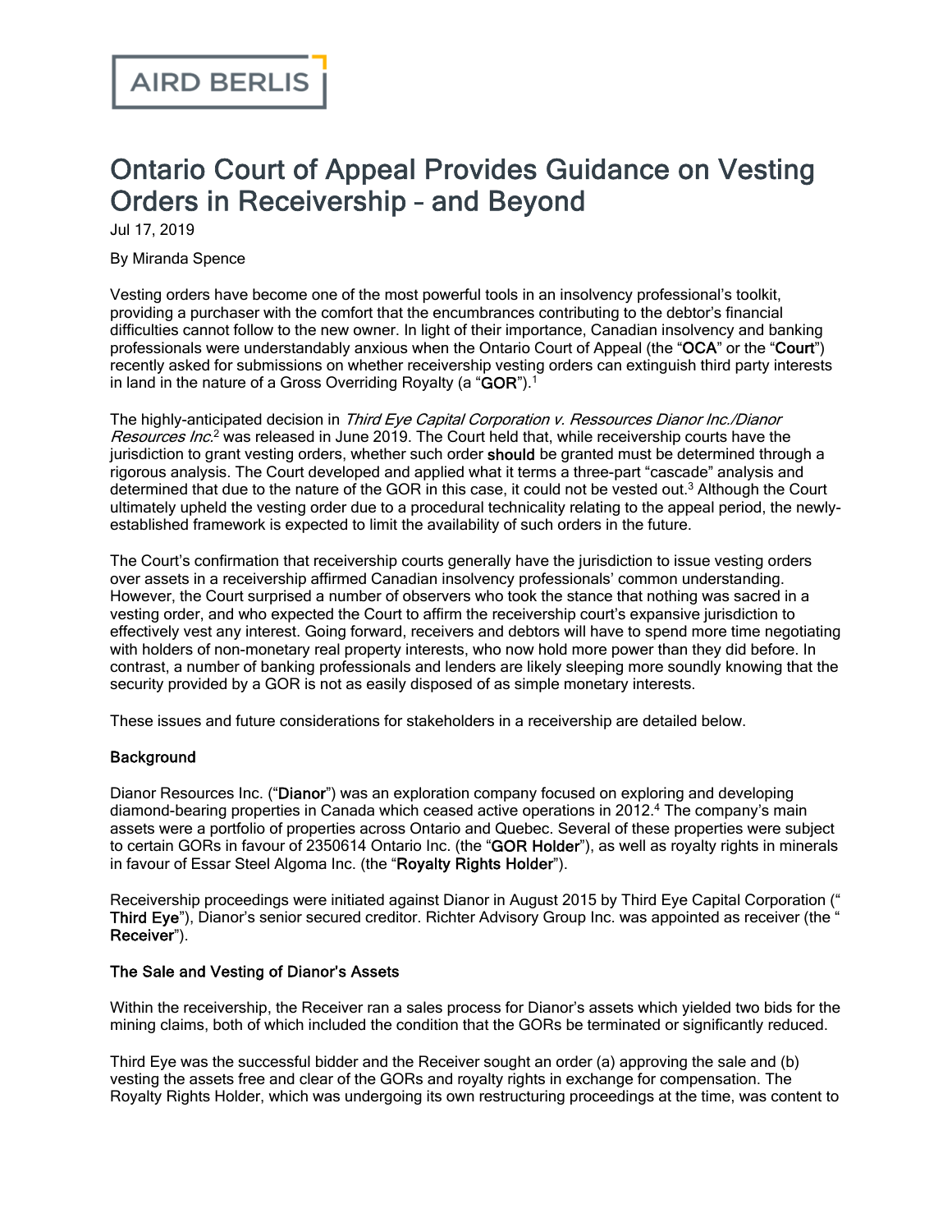# Ontario Court of Appeal Provides Guidance on Vesting Orders in Receivership – and Beyond

Jul 17, 2019

By Miranda Spence

Vesting orders have become one of the most powerful tools in an insolvency professional's toolkit, providing a purchaser with the comfort that the encumbrances contributing to the debtor's financial difficulties cannot follow to the new owner. In light of their importance, Canadian insolvency and banking professionals were understandably anxious when the Ontario Court of Appeal (the "**OCA**" or the "**Court**") recently asked for submissions on whether receivership vesting orders can extinguish third party interests in land in the nature of a Gross Overriding Royalty (a "**GOR**").[1]

The highly-anticipated decision in *Third Eye Capital Corporation v. Ressources Dianor Inc./Dianor Resources Inc.*[2] was released in June 2019. The Court held that, while receivership courts have the jurisdiction to grant vesting orders, whether such order **should** be granted must be determined through a rigorous analysis. The Court developed and applied what it terms a three-part "cascade" analysis and determined that due to the nature of the GOR in this case, it could not be vested out.[3] Although the Court ultimately upheld the vesting order due to a procedural technicality relating to the appeal period, the newly-established framework is expected to limit the availability of such orders in the future.

The Court's confirmation that receivership courts generally have the jurisdiction to issue vesting orders over assets in a receivership affirmed Canadian insolvency professionals' common understanding. However, the Court surprised a number of observers who took the stance that nothing was sacred in a vesting order, and who expected the Court to affirm the receivership court's expansive jurisdiction to effectively vest any interest. Going forward, receivers and debtors will have to spend more time negotiating with holders of non-monetary real property interests, who now hold more power than they did before. In contrast, a number of banking professionals and lenders are likely sleeping more soundly knowing that the security provided by a GOR is not as easily disposed of as simple monetary interests.

These issues and future considerations for stakeholders in a receivership are detailed below.

**Background**

Dianor Resources Inc. ("**Dianor**") was an exploration company focused on exploring and developing diamond-bearing properties in Canada which ceased active operations in 2012.[4] The company's main assets were a portfolio of properties across Ontario and Quebec. Several of these properties were subject to certain GORs in favour of 2350614 Ontario Inc. (the "**GOR Holder**"), as well as royalty rights in minerals in favour of Essar Steel Algoma Inc. (the "**Royalty Rights Holder**").

Receivership proceedings were initiated against Dianor in August 2015 by Third Eye Capital Corporation ("**Third Eye**"), Dianor's senior secured creditor. Richter Advisory Group Inc. was appointed as receiver (the "**Receiver**").

**The Sale and Vesting of Dianor's Assets**

Within the receivership, the Receiver ran a sales process for Dianor's assets which yielded two bids for the mining claims, both of which included the condition that the GORs be terminated or significantly reduced.

Third Eye was the successful bidder and the Receiver sought an order (a) approving the sale and (b) vesting the assets free and clear of the GORs and royalty rights in exchange for compensation. The Royalty Rights Holder, which was undergoing its own restructuring proceedings at the time, was content to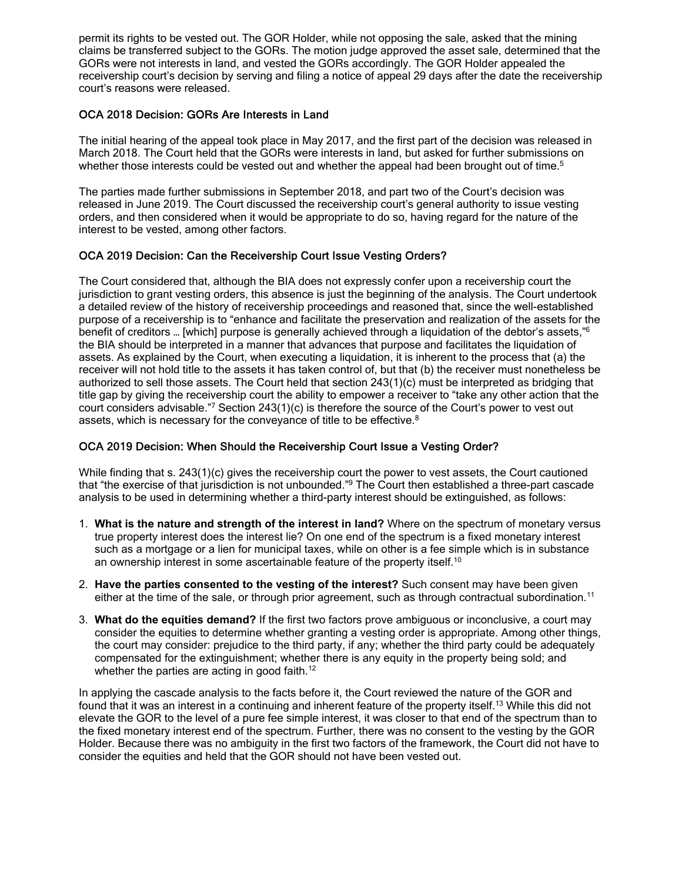permit its rights to be vested out. The GOR Holder, while not opposing the sale, asked that the mining claims be transferred subject to the GORs. The motion judge approved the asset sale, determined that the GORs were not interests in land, and vested the GORs accordingly. The GOR Holder appealed the receivership court's decision by serving and filing a notice of appeal 29 days after the date the receivership court's reasons were released.

### OCA 2018 Decision: GORs Are Interests in Land

The initial hearing of the appeal took place in May 2017, and the first part of the decision was released in March 2018. The Court held that the GORs were interests in land, but asked for further submissions on whether those interests could be vested out and whether the appeal had been brought out of time.[5]

The parties made further submissions in September 2018, and part two of the Court's decision was released in June 2019. The Court discussed the receivership court's general authority to issue vesting orders, and then considered when it would be appropriate to do so, having regard for the nature of the interest to be vested, among other factors.

### OCA 2019 Decision: Can the Receivership Court Issue Vesting Orders?

The Court considered that, although the BIA does not expressly confer upon a receivership court the jurisdiction to grant vesting orders, this absence is just the beginning of the analysis. The Court undertook a detailed review of the history of receivership proceedings and reasoned that, since the well-established purpose of a receivership is to "enhance and facilitate the preservation and realization of the assets for the benefit of creditors … [which] purpose is generally achieved through a liquidation of the debtor's assets,"[6] the BIA should be interpreted in a manner that advances that purpose and facilitates the liquidation of assets. As explained by the Court, when executing a liquidation, it is inherent to the process that (a) the receiver will not hold title to the assets it has taken control of, but that (b) the receiver must nonetheless be authorized to sell those assets. The Court held that section 243(1)(c) must be interpreted as bridging that title gap by giving the receivership court the ability to empower a receiver to "take any other action that the court considers advisable."[7] Section 243(1)(c) is therefore the source of the Court's power to vest out assets, which is necessary for the conveyance of title to be effective.[8]

### OCA 2019 Decision: When Should the Receivership Court Issue a Vesting Order?

While finding that s. 243(1)(c) gives the receivership court the power to vest assets, the Court cautioned that "the exercise of that jurisdiction is not unbounded."[9] The Court then established a three-part cascade analysis to be used in determining whether a third-party interest should be extinguished, as follows:

1. **What is the nature and strength of the interest in land?** Where on the spectrum of monetary versus true property interest does the interest lie? On one end of the spectrum is a fixed monetary interest such as a mortgage or a lien for municipal taxes, while on other is a fee simple which is in substance an ownership interest in some ascertainable feature of the property itself.[10]
2. **Have the parties consented to the vesting of the interest?** Such consent may have been given either at the time of the sale, or through prior agreement, such as through contractual subordination.[11]
3. **What do the equities demand?** If the first two factors prove ambiguous or inconclusive, a court may consider the equities to determine whether granting a vesting order is appropriate. Among other things, the court may consider: prejudice to the third party, if any; whether the third party could be adequately compensated for the extinguishment; whether there is any equity in the property being sold; and whether the parties are acting in good faith.[12]

In applying the cascade analysis to the facts before it, the Court reviewed the nature of the GOR and found that it was an interest in a continuing and inherent feature of the property itself.[13] While this did not elevate the GOR to the level of a pure fee simple interest, it was closer to that end of the spectrum than to the fixed monetary interest end of the spectrum. Further, there was no consent to the vesting by the GOR Holder. Because there was no ambiguity in the first two factors of the framework, the Court did not have to consider the equities and held that the GOR should not have been vested out.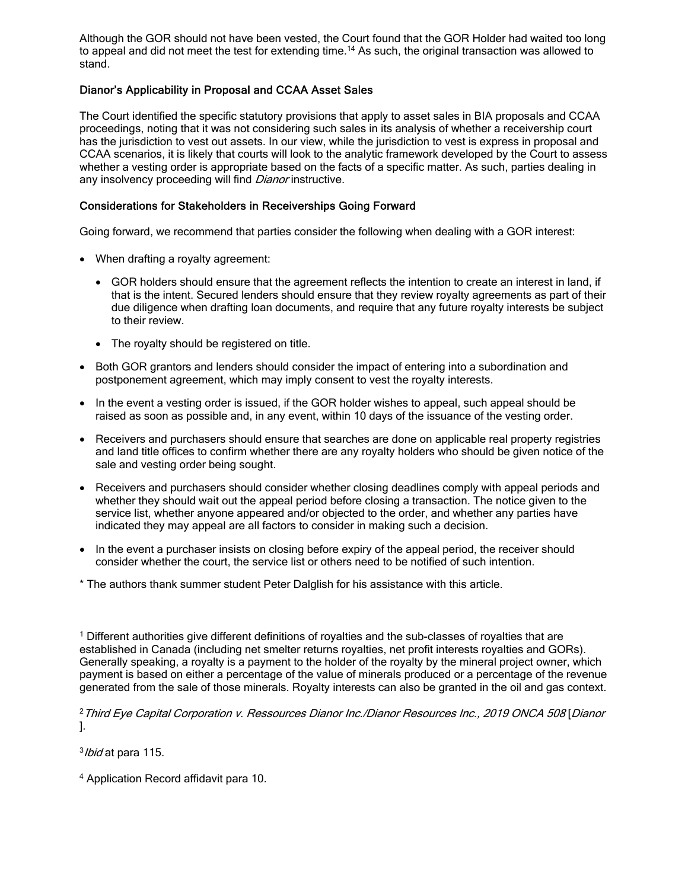Although the GOR should not have been vested, the Court found that the GOR Holder had waited too long to appeal and did not meet the test for extending time.[14] As such, the original transaction was allowed to stand.

### Dianor's Applicability in Proposal and CCAA Asset Sales

The Court identified the specific statutory provisions that apply to asset sales in BIA proposals and CCAA proceedings, noting that it was not considering such sales in its analysis of whether a receivership court has the jurisdiction to vest out assets. In our view, while the jurisdiction to vest is express in proposal and CCAA scenarios, it is likely that courts will look to the analytic framework developed by the Court to assess whether a vesting order is appropriate based on the facts of a specific matter. As such, parties dealing in any insolvency proceeding will find *Dianor* instructive.

### Considerations for Stakeholders in Receiverships Going Forward

Going forward, we recommend that parties consider the following when dealing with a GOR interest:

- When drafting a royalty agreement:
  - GOR holders should ensure that the agreement reflects the intention to create an interest in land, if that is the intent. Secured lenders should ensure that they review royalty agreements as part of their due diligence when drafting loan documents, and require that any future royalty interests be subject to their review.
  - The royalty should be registered on title.
- Both GOR grantors and lenders should consider the impact of entering into a subordination and postponement agreement, which may imply consent to vest the royalty interests.
- In the event a vesting order is issued, if the GOR holder wishes to appeal, such appeal should be raised as soon as possible and, in any event, within 10 days of the issuance of the vesting order.
- Receivers and purchasers should ensure that searches are done on applicable real property registries and land title offices to confirm whether there are any royalty holders who should be given notice of the sale and vesting order being sought.
- Receivers and purchasers should consider whether closing deadlines comply with appeal periods and whether they should wait out the appeal period before closing a transaction. The notice given to the service list, whether anyone appeared and/or objected to the order, and whether any parties have indicated they may appeal are all factors to consider in making such a decision.
- In the event a purchaser insists on closing before expiry of the appeal period, the receiver should consider whether the court, the service list or others need to be notified of such intention.

* The authors thank summer student Peter Dalglish for his assistance with this article.

[1] Different authorities give different definitions of royalties and the sub-classes of royalties that are established in Canada (including net smelter returns royalties, net profit interests royalties and GORs). Generally speaking, a royalty is a payment to the holder of the royalty by the mineral project owner, which payment is based on either a percentage of the value of minerals produced or a percentage of the revenue generated from the sale of those minerals. Royalty interests can also be granted in the oil and gas context.

[2] *Third Eye Capital Corporation v. Ressources Dianor Inc./Dianor Resources Inc., 2019 ONCA 508* [*Dianor*].

[3] *Ibid* at para 115.

[4] Application Record affidavit para 10.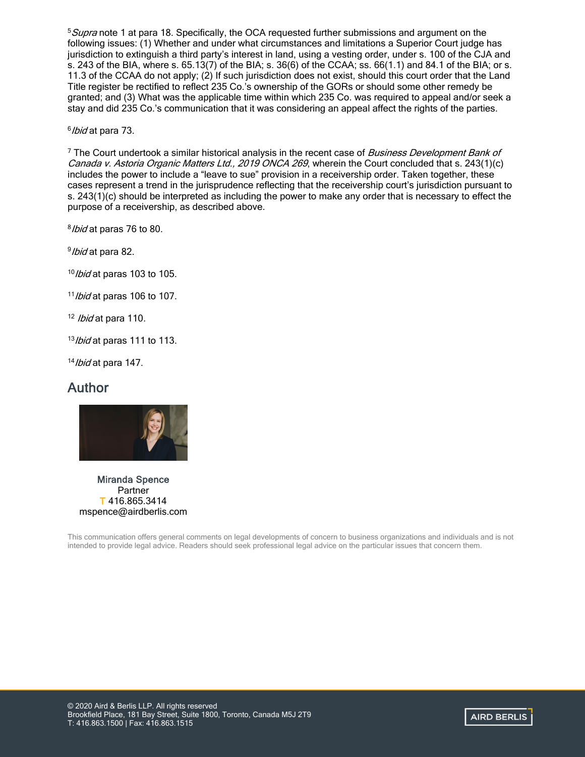[5] *Supra* note 1 at para 18. Specifically, the OCA requested further submissions and argument on the following issues: (1) Whether and under what circumstances and limitations a Superior Court judge has jurisdiction to extinguish a third party's interest in land, using a vesting order, under s. 100 of the CJA and s. 243 of the BIA, where s. 65.13(7) of the BIA; s. 36(6) of the CCAA; ss. 66(1.1) and 84.1 of the BIA; or s. 11.3 of the CCAA do not apply; (2) If such jurisdiction does not exist, should this court order that the Land Title register be rectified to reflect 235 Co.'s ownership of the GORs or should some other remedy be granted; and (3) What was the applicable time within which 235 Co. was required to appeal and/or seek a stay and did 235 Co.'s communication that it was considering an appeal affect the rights of the parties.

[6] *Ibid* at para 73.

[7] The Court undertook a similar historical analysis in the recent case of *Business Development Bank of Canada v. Astoria Organic Matters Ltd., 2019 ONCA 269*, wherein the Court concluded that s. 243(1)(c) includes the power to include a "leave to sue" provision in a receivership order. Taken together, these cases represent a trend in the jurisprudence reflecting that the receivership court's jurisdiction pursuant to s. 243(1)(c) should be interpreted as including the power to make any order that is necessary to effect the purpose of a receivership, as described above.

[8] *Ibid* at paras 76 to 80.

[9] *Ibid* at para 82.

[10] *Ibid* at paras 103 to 105.

[11] *Ibid* at paras 106 to 107.

[12] *Ibid* at para 110.

[13] *Ibid* at paras 111 to 113.

[14] *Ibid* at para 147.

## Author

**Miranda Spence**
Partner
T 416.865.3414
mspence@airdberlis.com

This communication offers general comments on legal developments of concern to business organizations and individuals and is not intended to provide legal advice. Readers should seek professional legal advice on the particular issues that concern them.

© 2020 Aird & Berlis LLP. All rights reserved
Brookfield Place, 181 Bay Street, Suite 1800, Toronto, Canada M5J 2T9
T: 416.863.1500 | Fax: 416.863.1515

AIRD BERLIS